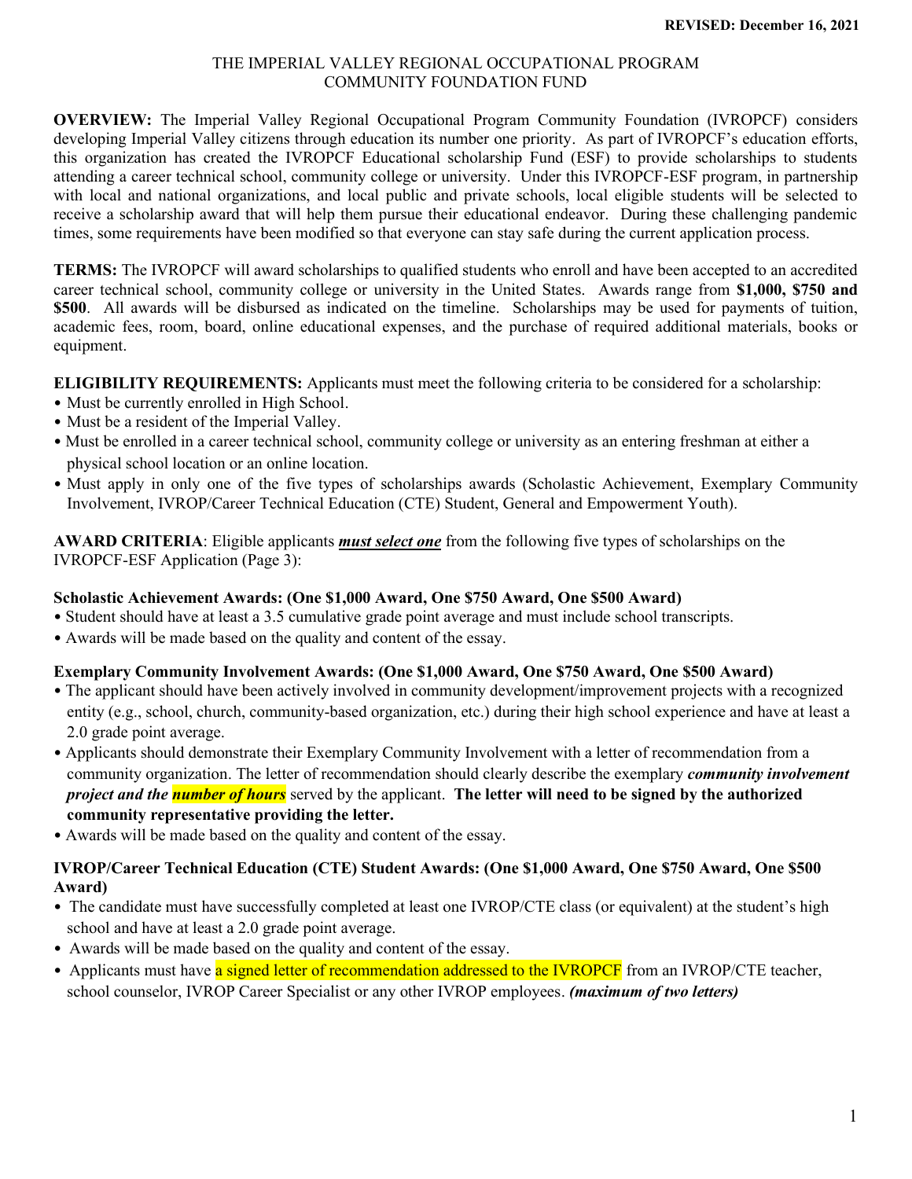REVISED: December 16, 2021

# THE IMPERIAL VALLEY REGIONAL OCCUPATIONAL PROGRAM COMMUNITY FOUNDATION FUND

**OVERVIEW:** The Imperial Valley Regional Occupational Program Community Foundation (IVROPCF) considers developing Imperial Valley citizens through education its number one priority. As part of IVROPCF's education efforts, this organization has created the IVROPCF Educational scholarship Fund (ESF) to provide scholarships to students attending a career technical school, community college or university. Under this IVROPCF-ESF program, in partnership with local and national organizations, and local public and private schools, local eligible students will be selected to receive a scholarship award that will help them pursue their educational endeavor. During these challenging pandemic times, some requirements have been modified so that everyone can stay safe during the current application process.

**TERMS:** The IVROPCF will award scholarships to qualified students who enroll and have been accepted to an accredited career technical school, community college or university in the United States. Awards range from **$1,000, $750 and $500**. All awards will be disbursed as indicated on the timeline. Scholarships may be used for payments of tuition, academic fees, room, board, online educational expenses, and the purchase of required additional materials, books or equipment.

**ELIGIBILITY REQUIREMENTS:** Applicants must meet the following criteria to be considered for a scholarship:

- Must be currently enrolled in High School.
- Must be a resident of the Imperial Valley.
- Must be enrolled in a career technical school, community college or university as an entering freshman at either a physical school location or an online location.
- Must apply in only one of the five types of scholarships awards (Scholastic Achievement, Exemplary Community Involvement, IVROP/Career Technical Education (CTE) Student, General and Empowerment Youth).

**AWARD CRITERIA**: Eligible applicants ***must select one*** from the following five types of scholarships on the IVROPCF-ESF Application (Page 3):

### Scholastic Achievement Awards: (One $1,000 Award, One $750 Award, One $500 Award)

- Student should have at least a 3.5 cumulative grade point average and must include school transcripts.
- Awards will be made based on the quality and content of the essay.

### Exemplary Community Involvement Awards: (One $1,000 Award, One $750 Award, One $500 Award)

- The applicant should have been actively involved in community development/improvement projects with a recognized entity (e.g., school, church, community-based organization, etc.) during their high school experience and have at least a 2.0 grade point average.
- Applicants should demonstrate their Exemplary Community Involvement with a letter of recommendation from a community organization. The letter of recommendation should clearly describe the exemplary ***community involvement project and the number of hours*** served by the applicant. **The letter will need to be signed by the authorized community representative providing the letter.**
- Awards will be made based on the quality and content of the essay.

### IVROP/Career Technical Education (CTE) Student Awards: (One $1,000 Award, One $750 Award, One $500 Award)

- The candidate must have successfully completed at least one IVROP/CTE class (or equivalent) at the student's high school and have at least a 2.0 grade point average.
- Awards will be made based on the quality and content of the essay.
- Applicants must have a signed letter of recommendation addressed to the IVROPCF from an IVROP/CTE teacher, school counselor, IVROP Career Specialist or any other IVROP employees. ***(maximum of two letters)***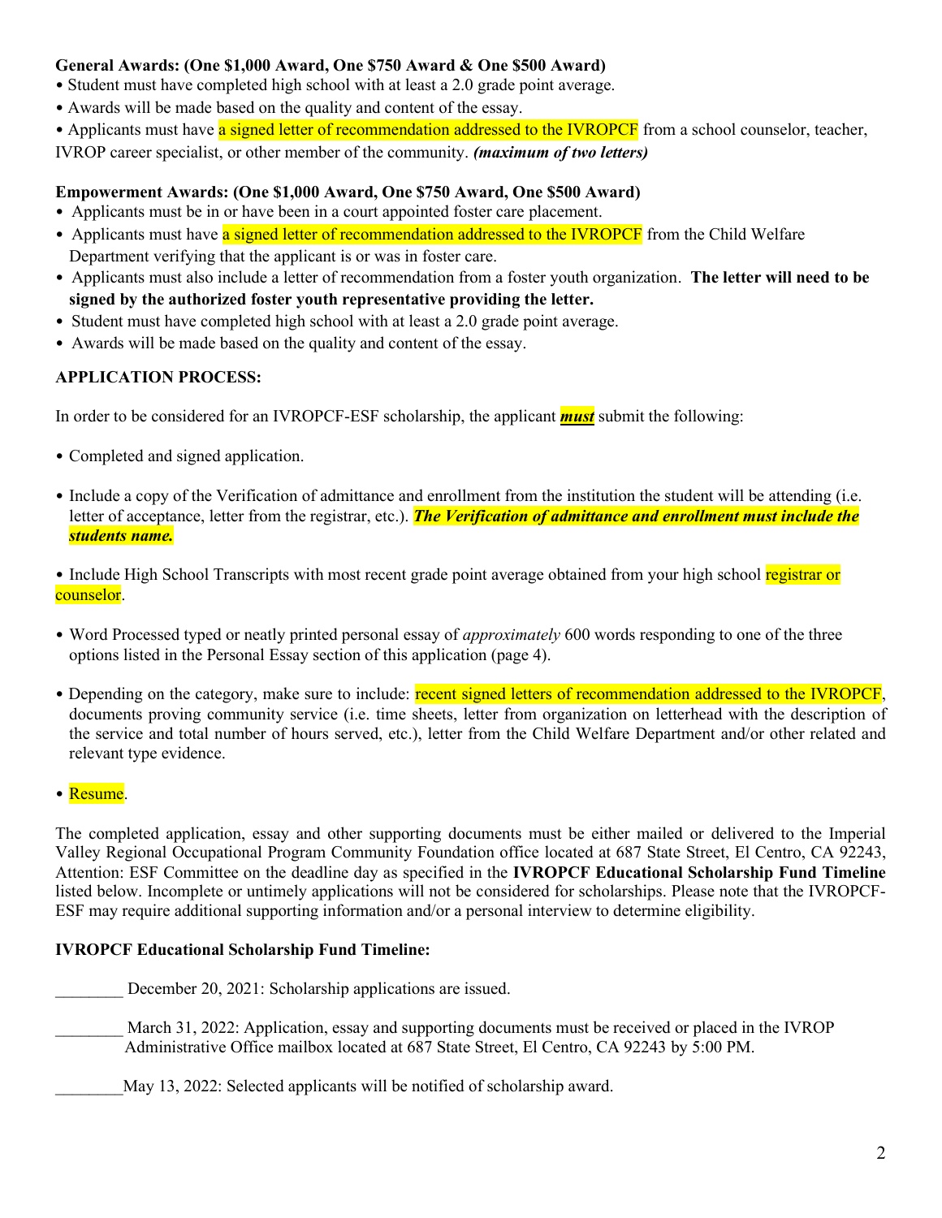**General Awards: (One $1,000 Award, One $750 Award & One $500 Award)**

- Student must have completed high school with at least a 2.0 grade point average.
- Awards will be made based on the quality and content of the essay.
- Applicants must have a signed letter of recommendation addressed to the IVROPCF from a school counselor, teacher, IVROP career specialist, or other member of the community. ***(maximum of two letters)***

**Empowerment Awards: (One $1,000 Award, One $750 Award, One $500 Award)**

- Applicants must be in or have been in a court appointed foster care placement.
- Applicants must have a signed letter of recommendation addressed to the IVROPCF from the Child Welfare Department verifying that the applicant is or was in foster care.
- Applicants must also include a letter of recommendation from a foster youth organization. **The letter will need to be signed by the authorized foster youth representative providing the letter.**
- Student must have completed high school with at least a 2.0 grade point average.
- Awards will be made based on the quality and content of the essay.

**APPLICATION PROCESS:**

In order to be considered for an IVROPCF-ESF scholarship, the applicant ***must*** submit the following:

- Completed and signed application.
- Include a copy of the Verification of admittance and enrollment from the institution the student will be attending (i.e. letter of acceptance, letter from the registrar, etc.). ***The Verification of admittance and enrollment must include the students name.***
- Include High School Transcripts with most recent grade point average obtained from your high school registrar or counselor.
- Word Processed typed or neatly printed personal essay of *approximately* 600 words responding to one of the three options listed in the Personal Essay section of this application (page 4).
- Depending on the category, make sure to include: recent signed letters of recommendation addressed to the IVROPCF, documents proving community service (i.e. time sheets, letter from organization on letterhead with the description of the service and total number of hours served, etc.), letter from the Child Welfare Department and/or other related and relevant type evidence.
- Resume.

The completed application, essay and other supporting documents must be either mailed or delivered to the Imperial Valley Regional Occupational Program Community Foundation office located at 687 State Street, El Centro, CA 92243, Attention: ESF Committee on the deadline day as specified in the **IVROPCF Educational Scholarship Fund Timeline** listed below. Incomplete or untimely applications will not be considered for scholarships. Please note that the IVROPCF-ESF may require additional supporting information and/or a personal interview to determine eligibility.

**IVROPCF Educational Scholarship Fund Timeline:**

________ December 20, 2021: Scholarship applications are issued.

________ March 31, 2022: Application, essay and supporting documents must be received or placed in the IVROP Administrative Office mailbox located at 687 State Street, El Centro, CA 92243 by 5:00 PM.

________May 13, 2022: Selected applicants will be notified of scholarship award.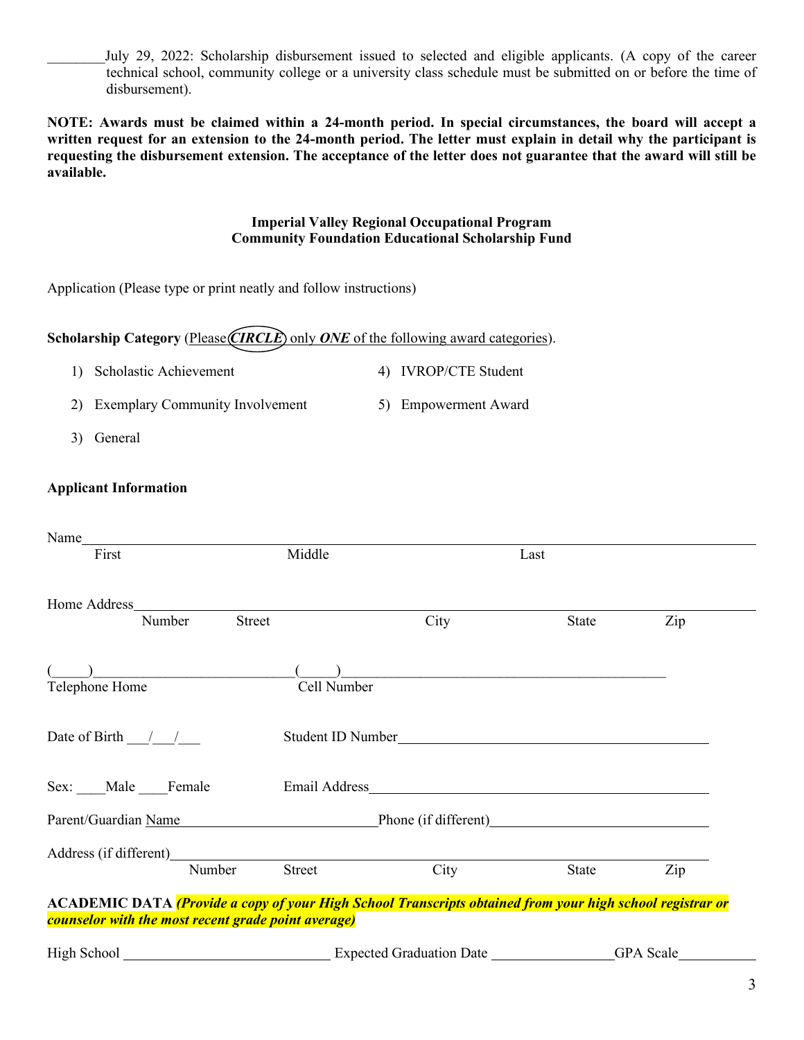________July 29, 2022: Scholarship disbursement issued to selected and eligible applicants. (A copy of the career technical school, community college or a university class schedule must be submitted on or before the time of disbursement).

**NOTE: Awards must be claimed within a 24-month period. In special circumstances, the board will accept a written request for an extension to the 24-month period. The letter must explain in detail why the participant is requesting the disbursement extension. The acceptance of the letter does not guarantee that the award will still be available.**

**Imperial Valley Regional Occupational Program**
**Community Foundation Educational Scholarship Fund**

Application (Please type or print neatly and follow instructions)

**Scholarship Category** (Please ***CIRCLE*** only ***ONE*** of the following award categories).

1) Scholastic Achievement
2) Exemplary Community Involvement
3) General
4) IVROP/CTE Student
5) Empowerment Award

**Applicant Information**

Name________________________________________________________________
First                                   Middle                                   Last

Home Address__________________________________________________________
Number        Street                        City                        State        Zip

(_____)___________________________(_____)_________________________________________
Telephone Home                                   Cell Number

Date of Birth ___/___/___                 Student ID Number_________________________________

Sex: ____Male ____Female                 Email Address_____________________________________

Parent/Guardian Name__________________________Phone (if different)___________________________

Address (if different)___________________________________________________________
Number        Street                        City                        State        Zip

**ACADEMIC DATA** ***(Provide a copy of your High School Transcripts obtained from your high school registrar or counselor with the most recent grade point average)***

High School ___________________________ Expected Graduation Date ________________GPA Scale__________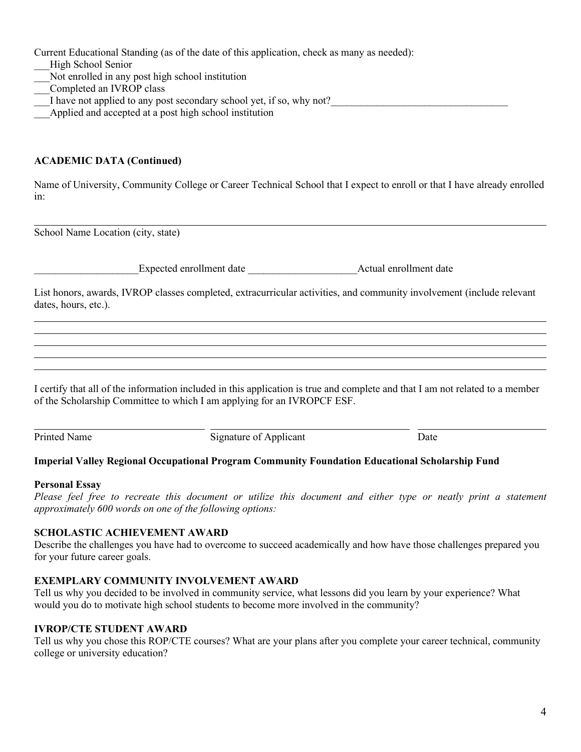Current Educational Standing (as of the date of this application, check as many as needed):

___High School Senior
___Not enrolled in any post high school institution
___Completed an IVROP class
___I have not applied to any post secondary school yet, if so, why not?___________________________________
___Applied and accepted at a post high school institution

**ACADEMIC DATA (Continued)**

Name of University, Community College or Career Technical School that I expect to enroll or that I have already enrolled in:

_____________________________________________________________________________________________

School Name Location (city, state)

____________________Expected enrollment date _____________________Actual enrollment date

List honors, awards, IVROP classes completed, extracurricular activities, and community involvement (include relevant dates, hours, etc.).

_____________________________________________________________________________________________
_____________________________________________________________________________________________
_____________________________________________________________________________________________
_____________________________________________________________________________________________
_____________________________________________________________________________________________

I certify that all of the information included in this application is true and complete and that I am not related to a member of the Scholarship Committee to which I am applying for an IVROPCF ESF.

______________________________ ____________________________________ ______________________

Printed Name Signature of Applicant Date

**Imperial Valley Regional Occupational Program Community Foundation Educational Scholarship Fund**

**Personal Essay**

*Please feel free to recreate this document or utilize this document and either type or neatly print a statement approximately 600 words on one of the following options:*

**SCHOLASTIC ACHIEVEMENT AWARD**

Describe the challenges you have had to overcome to succeed academically and how have those challenges prepared you for your future career goals.

**EXEMPLARY COMMUNITY INVOLVEMENT AWARD**

Tell us why you decided to be involved in community service, what lessons did you learn by your experience? What would you do to motivate high school students to become more involved in the community?

**IVROP/CTE STUDENT AWARD**

Tell us why you chose this ROP/CTE courses? What are your plans after you complete your career technical, community college or university education?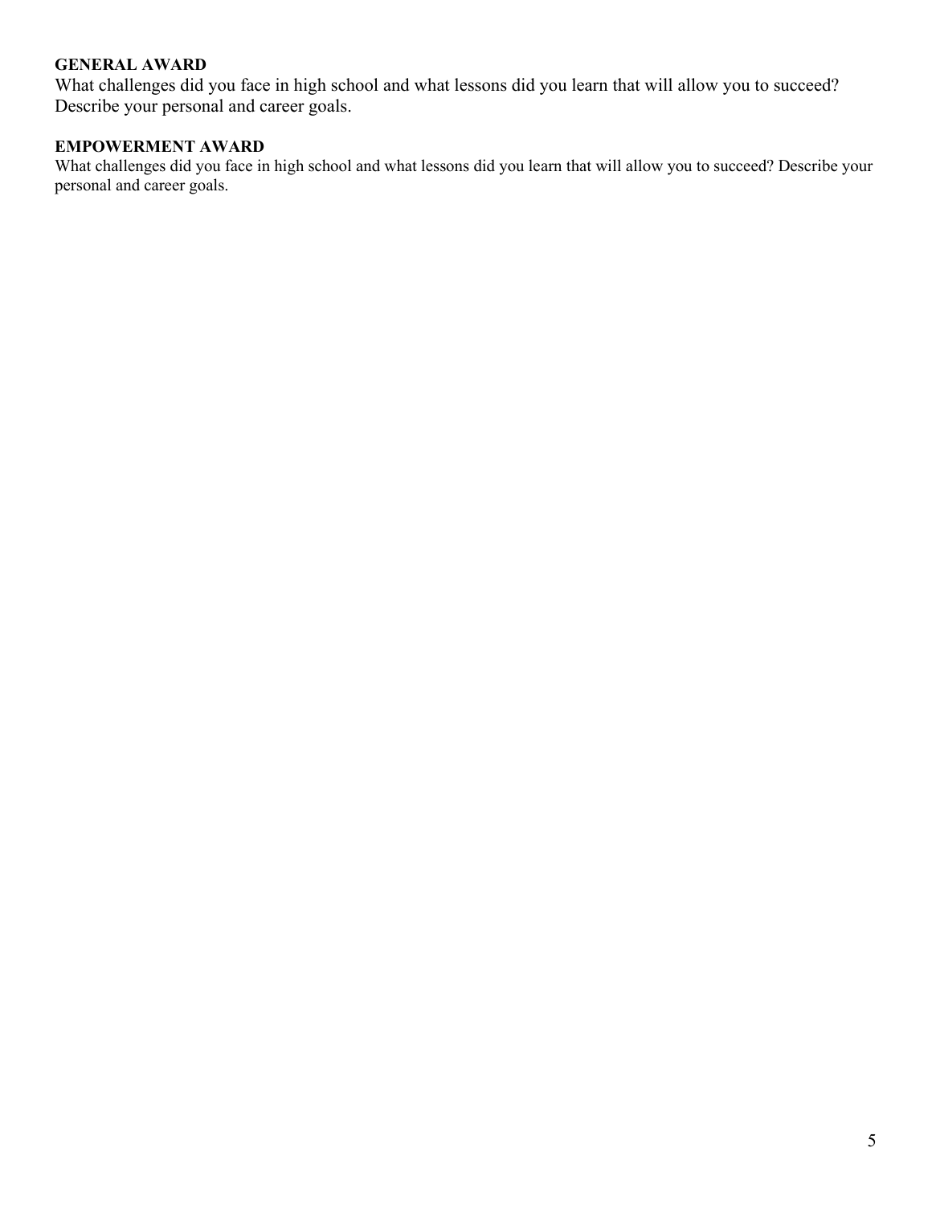**GENERAL AWARD**

What challenges did you face in high school and what lessons did you learn that will allow you to succeed? Describe your personal and career goals.

**EMPOWERMENT AWARD**

What challenges did you face in high school and what lessons did you learn that will allow you to succeed? Describe your personal and career goals.